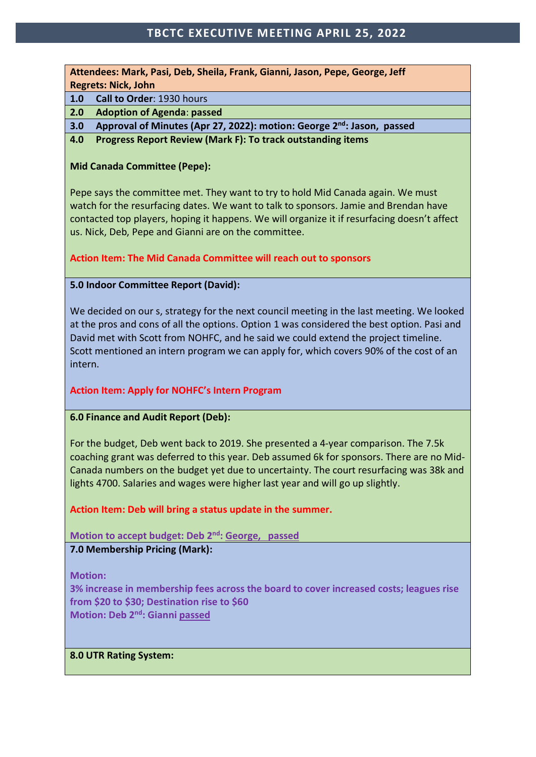# TBCTC EXECUTIVE MEETING APRIL 25, 2022

**Attendees: Mark, Pasi, Deb, Sheila, Frank, Gianni, Jason, Pepe, George, Jeff**
**Regrets: Nick, John**

**1.0 Call to Order**: 1930 hours

**2.0 Adoption of Agenda**: **passed**

**3.0 Approval of Minutes (Apr 27, 2022): motion: George 2nd: Jason, passed**

**4.0 Progress Report Review (Mark F): To track outstanding items**

**Mid Canada Committee (Pepe):**

Pepe says the committee met. They want to try to hold Mid Canada again. We must watch for the resurfacing dates. We want to talk to sponsors. Jamie and Brendan have contacted top players, hoping it happens. We will organize it if resurfacing doesn't affect us. Nick, Deb, Pepe and Gianni are on the committee.

**Action Item: The Mid Canada Committee will reach out to sponsors**

**5.0 Indoor Committee Report (David):**

We decided on our s, strategy for the next council meeting in the last meeting. We looked at the pros and cons of all the options. Option 1 was considered the best option. Pasi and David met with Scott from NOHFC, and he said we could extend the project timeline. Scott mentioned an intern program we can apply for, which covers 90% of the cost of an intern.

**Action Item: Apply for NOHFC's Intern Program**

**6.0 Finance and Audit Report (Deb):**

For the budget, Deb went back to 2019. She presented a 4-year comparison. The 7.5k coaching grant was deferred to this year. Deb assumed 6k for sponsors. There are no Mid-Canada numbers on the budget yet due to uncertainty. The court resurfacing was 38k and lights 4700. Salaries and wages were higher last year and will go up slightly.

**Action Item: Deb will bring a status update in the summer.**

**Motion to accept budget: Deb 2nd: George, passed**

**7.0 Membership Pricing (Mark):**

**Motion:**
**3% increase in membership fees across the board to cover increased costs; leagues rise from $20 to $30; Destination rise to $60**
**Motion: Deb 2nd: Gianni passed**

**8.0 UTR Rating System:**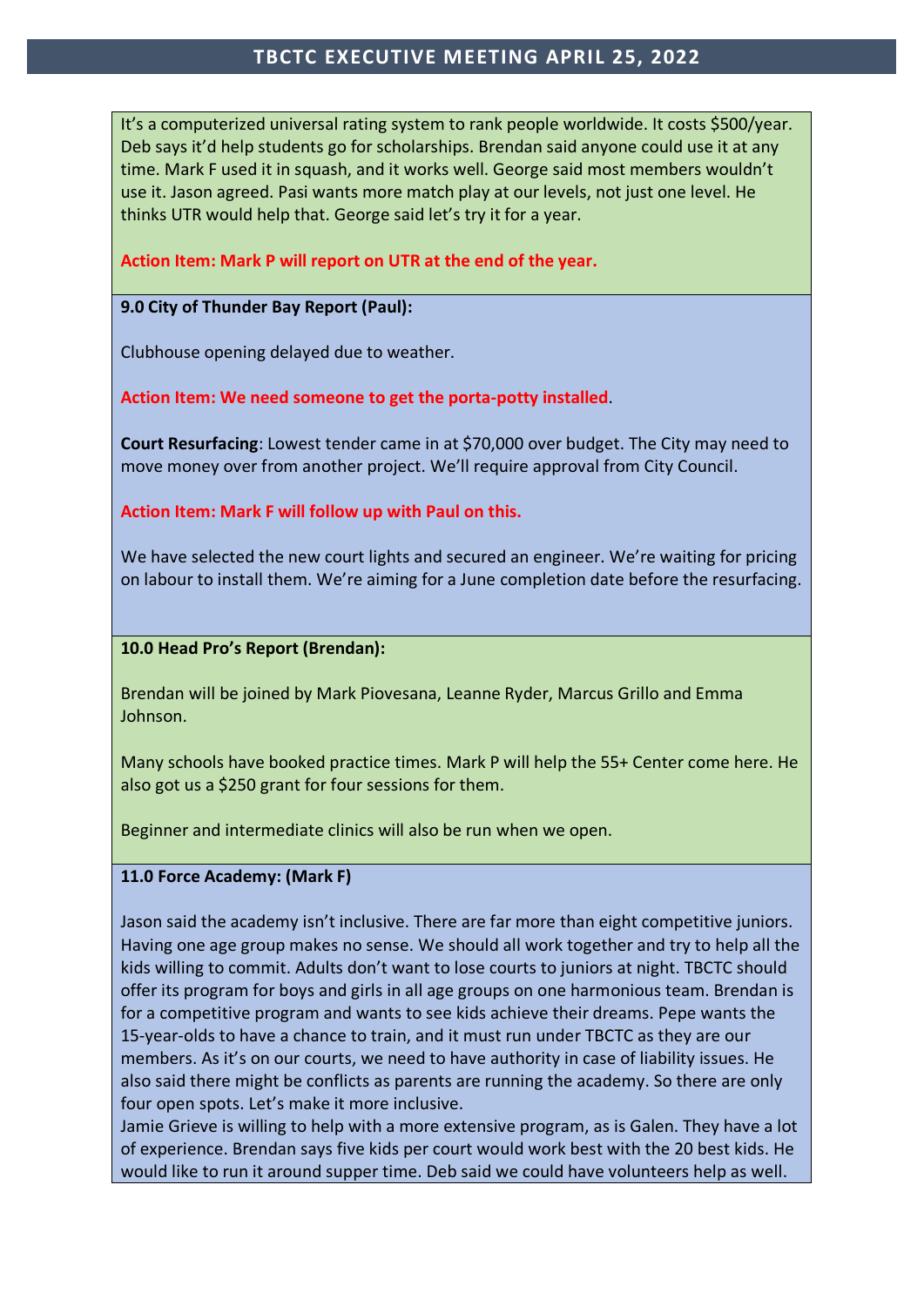It's a computerized universal rating system to rank people worldwide. It costs $500/year. Deb says it'd help students go for scholarships. Brendan said anyone could use it at any time. Mark F used it in squash, and it works well. George said most members wouldn't use it. Jason agreed. Pasi wants more match play at our levels, not just one level. He thinks UTR would help that. George said let's try it for a year.

**Action Item: Mark P will report on UTR at the end of the year.**

**9.0 City of Thunder Bay Report (Paul):**

Clubhouse opening delayed due to weather.

**Action Item: We need someone to get the porta-potty installed**.

**Court Resurfacing**: Lowest tender came in at $70,000 over budget. The City may need to move money over from another project. We'll require approval from City Council.

**Action Item: Mark F will follow up with Paul on this.**

We have selected the new court lights and secured an engineer. We're waiting for pricing on labour to install them. We're aiming for a June completion date before the resurfacing.

**10.0 Head Pro's Report (Brendan):**

Brendan will be joined by Mark Piovesana, Leanne Ryder, Marcus Grillo and Emma Johnson.

Many schools have booked practice times. Mark P will help the 55+ Center come here. He also got us a $250 grant for four sessions for them.

Beginner and intermediate clinics will also be run when we open.

**11.0 Force Academy: (Mark F)**

Jason said the academy isn't inclusive. There are far more than eight competitive juniors. Having one age group makes no sense. We should all work together and try to help all the kids willing to commit. Adults don't want to lose courts to juniors at night. TBCTC should offer its program for boys and girls in all age groups on one harmonious team. Brendan is for a competitive program and wants to see kids achieve their dreams. Pepe wants the 15-year-olds to have a chance to train, and it must run under TBCTC as they are our members. As it's on our courts, we need to have authority in case of liability issues. He also said there might be conflicts as parents are running the academy. So there are only four open spots. Let's make it more inclusive.

Jamie Grieve is willing to help with a more extensive program, as is Galen. They have a lot of experience. Brendan says five kids per court would work best with the 20 best kids. He would like to run it around supper time. Deb said we could have volunteers help as well.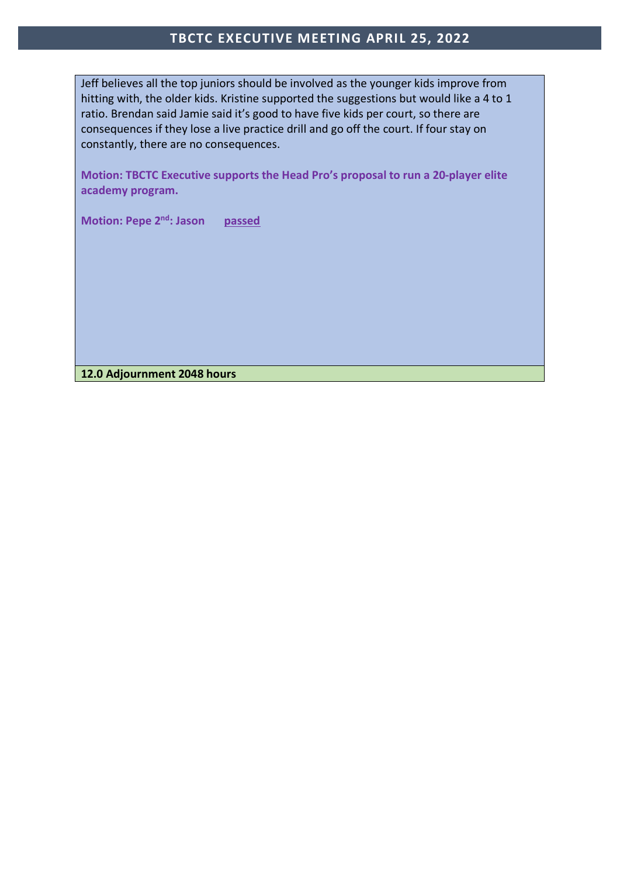Jeff believes all the top juniors should be involved as the younger kids improve from hitting with, the older kids. Kristine supported the suggestions but would like a 4 to 1 ratio. Brendan said Jamie said it's good to have five kids per court, so there are consequences if they lose a live practice drill and go off the court. If four stay on constantly, there are no consequences.

**Motion: TBCTC Executive supports the Head Pro's proposal to run a 20-player elite academy program.**

**Motion: Pepe 2nd: Jason** **passed**

**12.0 Adjournment 2048 hours**